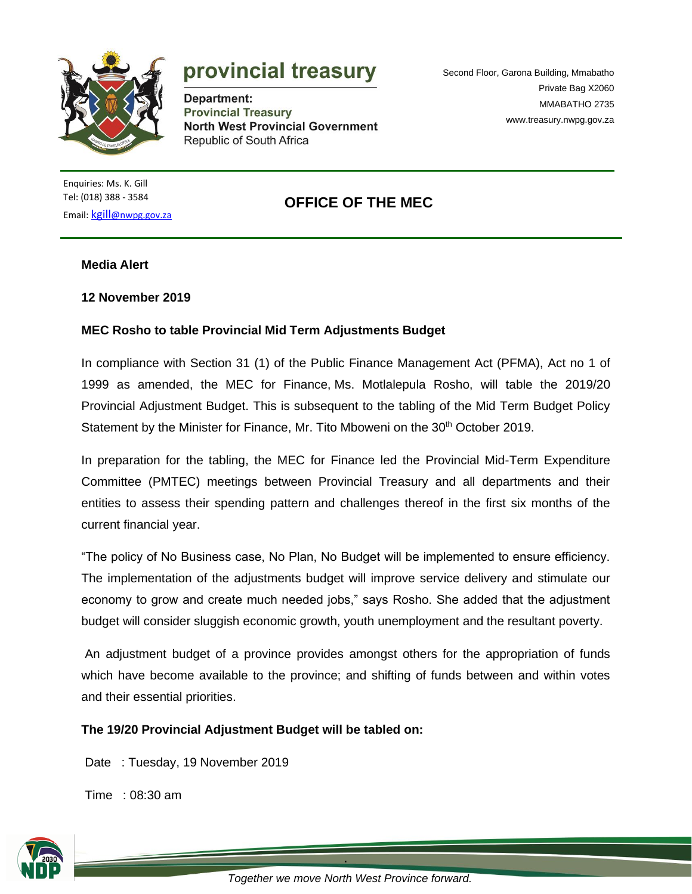# provincial treasury

**Department:**
**Provincial Treasury**
**North West Provincial Government**
Republic of South Africa

Second Floor, Garona Building, Mmabatho
Private Bag X2060
MMABATHO 2735
www.treasury.nwpg.gov.za

Enquiries: Ms. K. Gill
Tel: (018) 388 - 3584
Email: kgill@nwpg.gov.za

## OFFICE OF THE MEC

**Media Alert**

**12 November 2019**

**MEC Rosho to table Provincial Mid Term Adjustments Budget**

In compliance with Section 31 (1) of the Public Finance Management Act (PFMA), Act no 1 of 1999 as amended, the MEC for Finance, Ms. Motlalepula Rosho, will table the 2019/20 Provincial Adjustment Budget. This is subsequent to the tabling of the Mid Term Budget Policy Statement by the Minister for Finance, Mr. Tito Mboweni on the 30th October 2019.

In preparation for the tabling, the MEC for Finance led the Provincial Mid-Term Expenditure Committee (PMTEC) meetings between Provincial Treasury and all departments and their entities to assess their spending pattern and challenges thereof in the first six months of the current financial year.

"The policy of No Business case, No Plan, No Budget will be implemented to ensure efficiency. The implementation of the adjustments budget will improve service delivery and stimulate our economy to grow and create much needed jobs," says Rosho. She added that the adjustment budget will consider sluggish economic growth, youth unemployment and the resultant poverty.

An adjustment budget of a province provides amongst others for the appropriation of funds which have become available to the province; and shifting of funds between and within votes and their essential priorities.

**The 19/20 Provincial Adjustment Budget will be tabled on:**

Date : Tuesday, 19 November 2019

Time : 08:30 am

*Together we move North West Province forward.*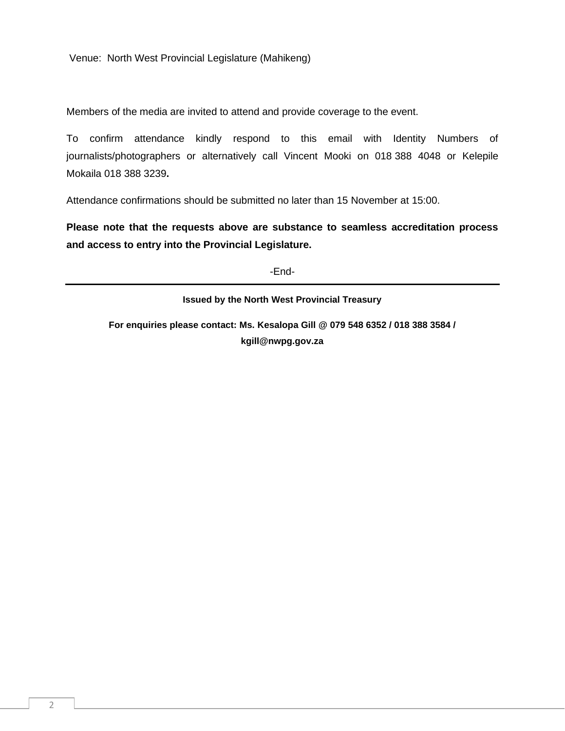Venue: North West Provincial Legislature (Mahikeng)

Members of the media are invited to attend and provide coverage to the event.

To confirm attendance kindly respond to this email with Identity Numbers of journalists/photographers or alternatively call Vincent Mooki on 018 388 4048 or Kelepile Mokaila 018 388 3239**.**

Attendance confirmations should be submitted no later than 15 November at 15:00.

**Please note that the requests above are substance to seamless accreditation process and access to entry into the Provincial Legislature.**

-End-

---

**Issued by the North West Provincial Treasury**

**For enquiries please contact: Ms. Kesalopa Gill @ 079 548 6352 / 018 388 3584 / kgill@nwpg.gov.za**